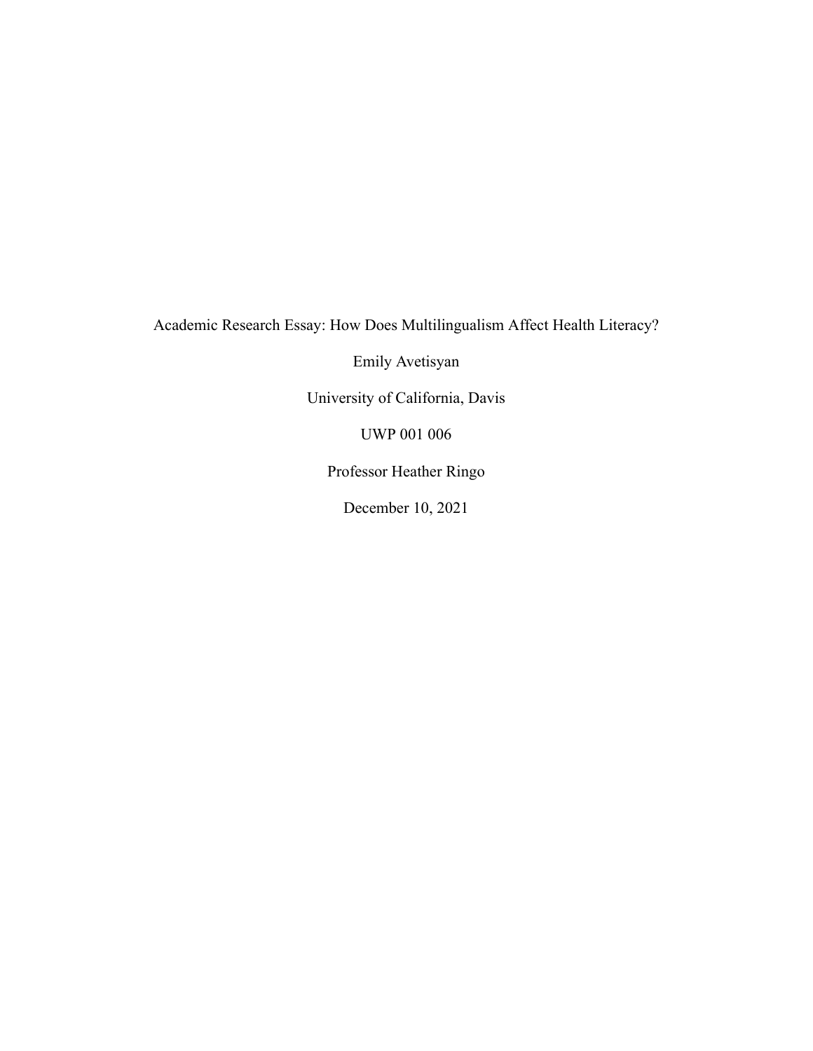Academic Research Essay: How Does Multilingualism Affect Health Literacy?

Emily Avetisyan

University of California, Davis

UWP 001 006

Professor Heather Ringo

December 10, 2021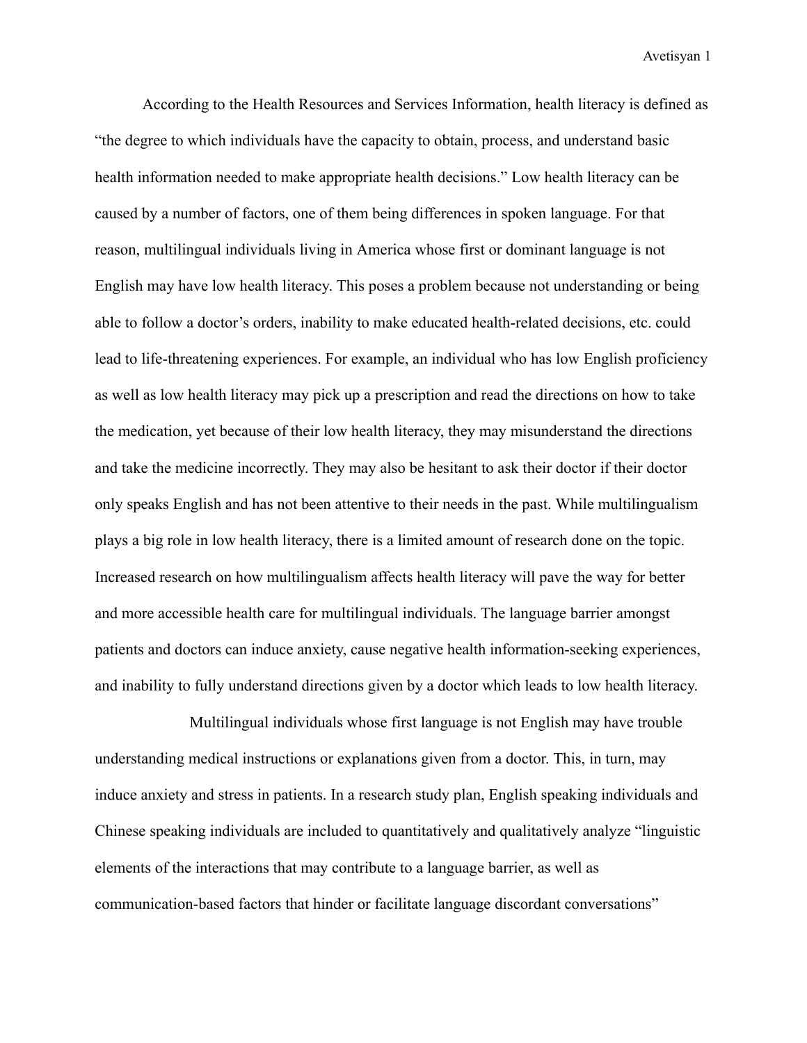According to the Health Resources and Services Information, health literacy is defined as "the degree to which individuals have the capacity to obtain, process, and understand basic health information needed to make appropriate health decisions." Low health literacy can be caused by a number of factors, one of them being differences in spoken language. For that reason, multilingual individuals living in America whose first or dominant language is not English may have low health literacy. This poses a problem because not understanding or being able to follow a doctor's orders, inability to make educated health-related decisions, etc. could lead to life-threatening experiences. For example, an individual who has low English proficiency as well as low health literacy may pick up a prescription and read the directions on how to take the medication, yet because of their low health literacy, they may misunderstand the directions and take the medicine incorrectly. They may also be hesitant to ask their doctor if their doctor only speaks English and has not been attentive to their needs in the past. While multilingualism plays a big role in low health literacy, there is a limited amount of research done on the topic. Increased research on how multilingualism affects health literacy will pave the way for better and more accessible health care for multilingual individuals. The language barrier amongst patients and doctors can induce anxiety, cause negative health information-seeking experiences, and inability to fully understand directions given by a doctor which leads to low health literacy.

Multilingual individuals whose first language is not English may have trouble understanding medical instructions or explanations given from a doctor. This, in turn, may induce anxiety and stress in patients. In a research study plan, English speaking individuals and Chinese speaking individuals are included to quantitatively and qualitatively analyze "linguistic elements of the interactions that may contribute to a language barrier, as well as communication-based factors that hinder or facilitate language discordant conversations"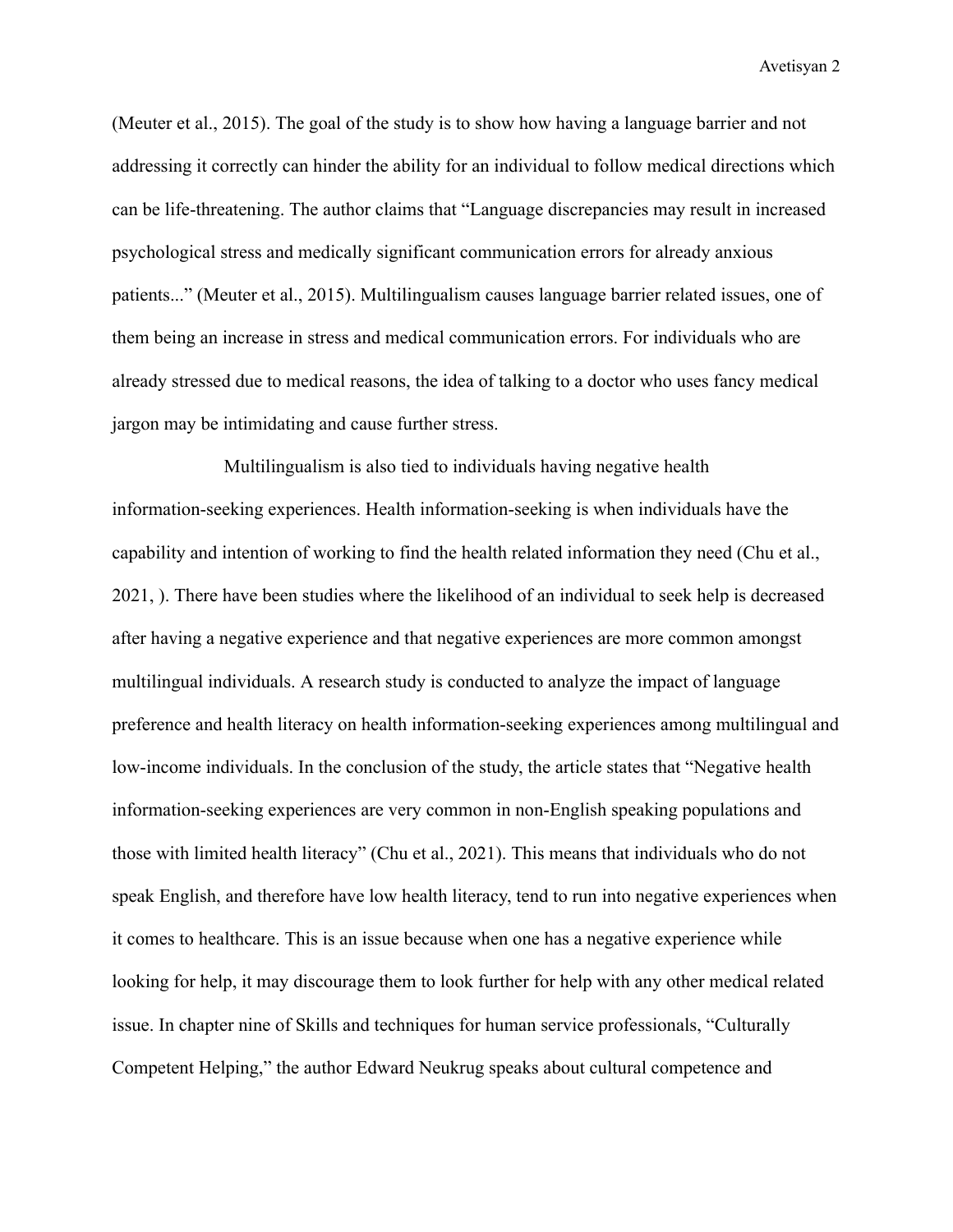(Meuter et al., 2015). The goal of the study is to show how having a language barrier and not addressing it correctly can hinder the ability for an individual to follow medical directions which can be life-threatening. The author claims that "Language discrepancies may result in increased psychological stress and medically significant communication errors for already anxious patients..." (Meuter et al., 2015). Multilingualism causes language barrier related issues, one of them being an increase in stress and medical communication errors. For individuals who are already stressed due to medical reasons, the idea of talking to a doctor who uses fancy medical jargon may be intimidating and cause further stress.

Multilingualism is also tied to individuals having negative health information-seeking experiences. Health information-seeking is when individuals have the capability and intention of working to find the health related information they need (Chu et al., 2021, ). There have been studies where the likelihood of an individual to seek help is decreased after having a negative experience and that negative experiences are more common amongst multilingual individuals. A research study is conducted to analyze the impact of language preference and health literacy on health information-seeking experiences among multilingual and low-income individuals. In the conclusion of the study, the article states that "Negative health information-seeking experiences are very common in non-English speaking populations and those with limited health literacy" (Chu et al., 2021). This means that individuals who do not speak English, and therefore have low health literacy, tend to run into negative experiences when it comes to healthcare. This is an issue because when one has a negative experience while looking for help, it may discourage them to look further for help with any other medical related issue. In chapter nine of Skills and techniques for human service professionals, "Culturally Competent Helping," the author Edward Neukrug speaks about cultural competence and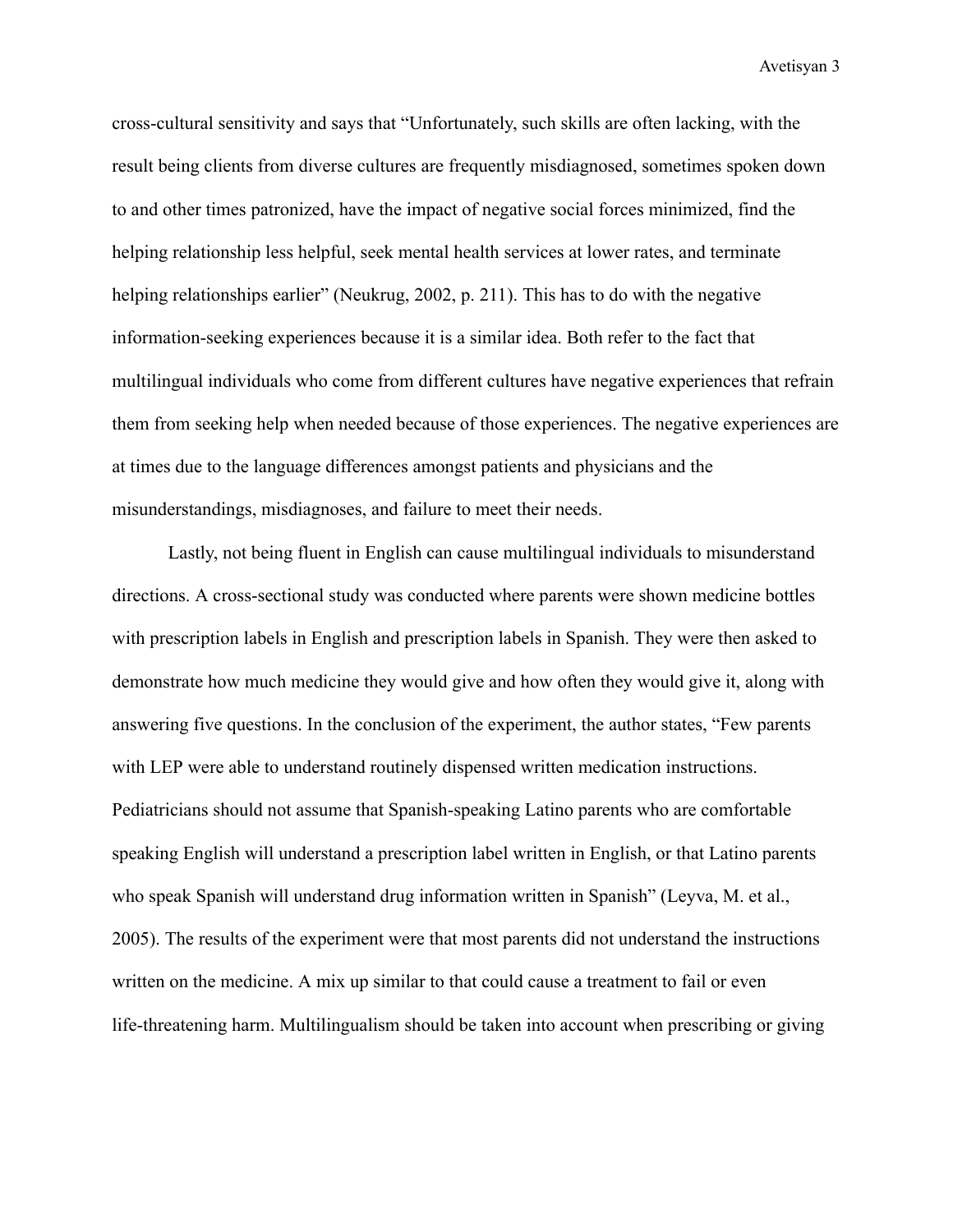cross-cultural sensitivity and says that “Unfortunately, such skills are often lacking, with the result being clients from diverse cultures are frequently misdiagnosed, sometimes spoken down to and other times patronized, have the impact of negative social forces minimized, find the helping relationship less helpful, seek mental health services at lower rates, and terminate helping relationships earlier” (Neukrug, 2002, p. 211). This has to do with the negative information-seeking experiences because it is a similar idea. Both refer to the fact that multilingual individuals who come from different cultures have negative experiences that refrain them from seeking help when needed because of those experiences. The negative experiences are at times due to the language differences amongst patients and physicians and the misunderstandings, misdiagnoses, and failure to meet their needs.

Lastly, not being fluent in English can cause multilingual individuals to misunderstand directions. A cross-sectional study was conducted where parents were shown medicine bottles with prescription labels in English and prescription labels in Spanish. They were then asked to demonstrate how much medicine they would give and how often they would give it, along with answering five questions. In the conclusion of the experiment, the author states, “Few parents with LEP were able to understand routinely dispensed written medication instructions. Pediatricians should not assume that Spanish-speaking Latino parents who are comfortable speaking English will understand a prescription label written in English, or that Latino parents who speak Spanish will understand drug information written in Spanish” (Leyva, M. et al., 2005). The results of the experiment were that most parents did not understand the instructions written on the medicine. A mix up similar to that could cause a treatment to fail or even life-threatening harm. Multilingualism should be taken into account when prescribing or giving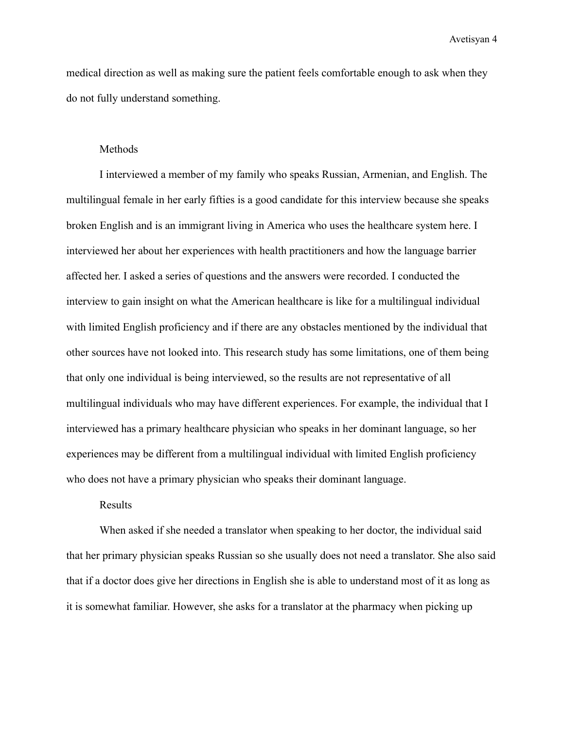medical direction as well as making sure the patient feels comfortable enough to ask when they do not fully understand something.

## Methods

I interviewed a member of my family who speaks Russian, Armenian, and English. The multilingual female in her early fifties is a good candidate for this interview because she speaks broken English and is an immigrant living in America who uses the healthcare system here. I interviewed her about her experiences with health practitioners and how the language barrier affected her. I asked a series of questions and the answers were recorded. I conducted the interview to gain insight on what the American healthcare is like for a multilingual individual with limited English proficiency and if there are any obstacles mentioned by the individual that other sources have not looked into. This research study has some limitations, one of them being that only one individual is being interviewed, so the results are not representative of all multilingual individuals who may have different experiences. For example, the individual that I interviewed has a primary healthcare physician who speaks in her dominant language, so her experiences may be different from a multilingual individual with limited English proficiency who does not have a primary physician who speaks their dominant language.

## Results

When asked if she needed a translator when speaking to her doctor, the individual said that her primary physician speaks Russian so she usually does not need a translator. She also said that if a doctor does give her directions in English she is able to understand most of it as long as it is somewhat familiar. However, she asks for a translator at the pharmacy when picking up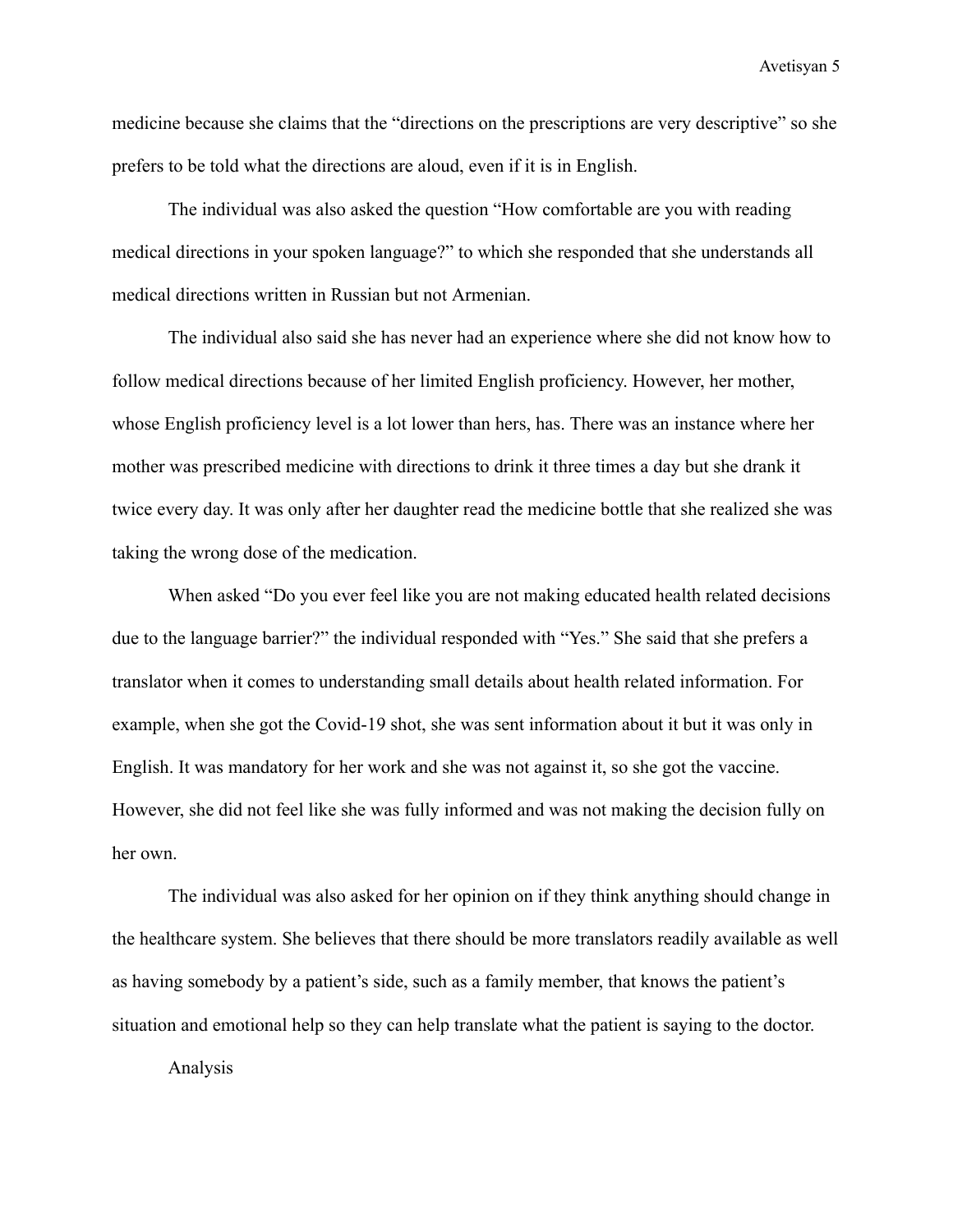medicine because she claims that the "directions on the prescriptions are very descriptive" so she prefers to be told what the directions are aloud, even if it is in English.

The individual was also asked the question "How comfortable are you with reading medical directions in your spoken language?" to which she responded that she understands all medical directions written in Russian but not Armenian.

The individual also said she has never had an experience where she did not know how to follow medical directions because of her limited English proficiency. However, her mother, whose English proficiency level is a lot lower than hers, has. There was an instance where her mother was prescribed medicine with directions to drink it three times a day but she drank it twice every day. It was only after her daughter read the medicine bottle that she realized she was taking the wrong dose of the medication.

When asked "Do you ever feel like you are not making educated health related decisions due to the language barrier?" the individual responded with "Yes." She said that she prefers a translator when it comes to understanding small details about health related information. For example, when she got the Covid-19 shot, she was sent information about it but it was only in English. It was mandatory for her work and she was not against it, so she got the vaccine. However, she did not feel like she was fully informed and was not making the decision fully on her own.

The individual was also asked for her opinion on if they think anything should change in the healthcare system. She believes that there should be more translators readily available as well as having somebody by a patient's side, such as a family member, that knows the patient's situation and emotional help so they can help translate what the patient is saying to the doctor.

## Analysis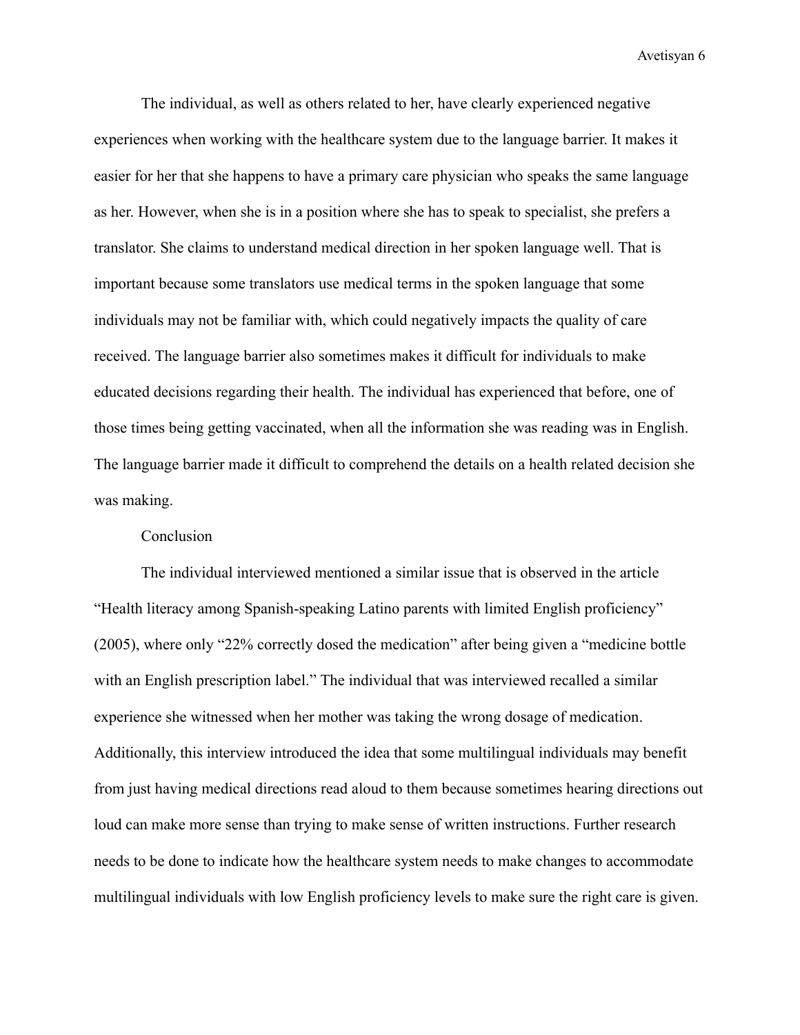The individual, as well as others related to her, have clearly experienced negative experiences when working with the healthcare system due to the language barrier. It makes it easier for her that she happens to have a primary care physician who speaks the same language as her. However, when she is in a position where she has to speak to specialist, she prefers a translator. She claims to understand medical direction in her spoken language well. That is important because some translators use medical terms in the spoken language that some individuals may not be familiar with, which could negatively impacts the quality of care received. The language barrier also sometimes makes it difficult for individuals to make educated decisions regarding their health. The individual has experienced that before, one of those times being getting vaccinated, when all the information she was reading was in English. The language barrier made it difficult to comprehend the details on a health related decision she was making.

## Conclusion

The individual interviewed mentioned a similar issue that is observed in the article "Health literacy among Spanish-speaking Latino parents with limited English proficiency" (2005), where only "22% correctly dosed the medication" after being given a "medicine bottle with an English prescription label." The individual that was interviewed recalled a similar experience she witnessed when her mother was taking the wrong dosage of medication. Additionally, this interview introduced the idea that some multilingual individuals may benefit from just having medical directions read aloud to them because sometimes hearing directions out loud can make more sense than trying to make sense of written instructions. Further research needs to be done to indicate how the healthcare system needs to make changes to accommodate multilingual individuals with low English proficiency levels to make sure the right care is given.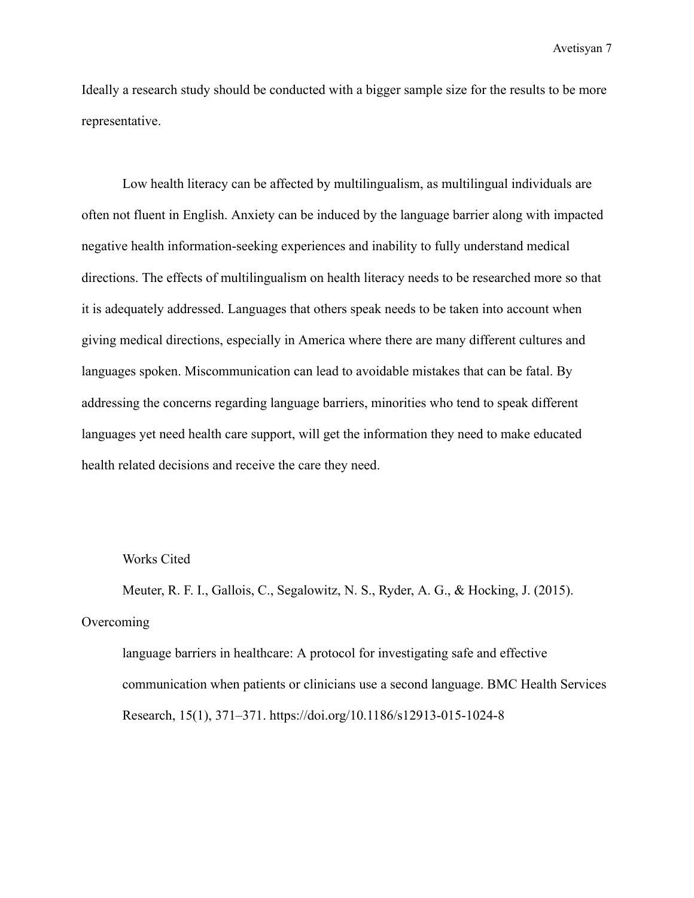Ideally a research study should be conducted with a bigger sample size for the results to be more representative.

Low health literacy can be affected by multilingualism, as multilingual individuals are often not fluent in English. Anxiety can be induced by the language barrier along with impacted negative health information-seeking experiences and inability to fully understand medical directions. The effects of multilingualism on health literacy needs to be researched more so that it is adequately addressed. Languages that others speak needs to be taken into account when giving medical directions, especially in America where there are many different cultures and languages spoken. Miscommunication can lead to avoidable mistakes that can be fatal. By addressing the concerns regarding language barriers, minorities who tend to speak different languages yet need health care support, will get the information they need to make educated health related decisions and receive the care they need.

## Works Cited

Meuter, R. F. I., Gallois, C., Segalowitz, N. S., Ryder, A. G., & Hocking, J. (2015). Overcoming language barriers in healthcare: A protocol for investigating safe and effective communication when patients or clinicians use a second language. BMC Health Services Research, 15(1), 371–371. https://doi.org/10.1186/s12913-015-1024-8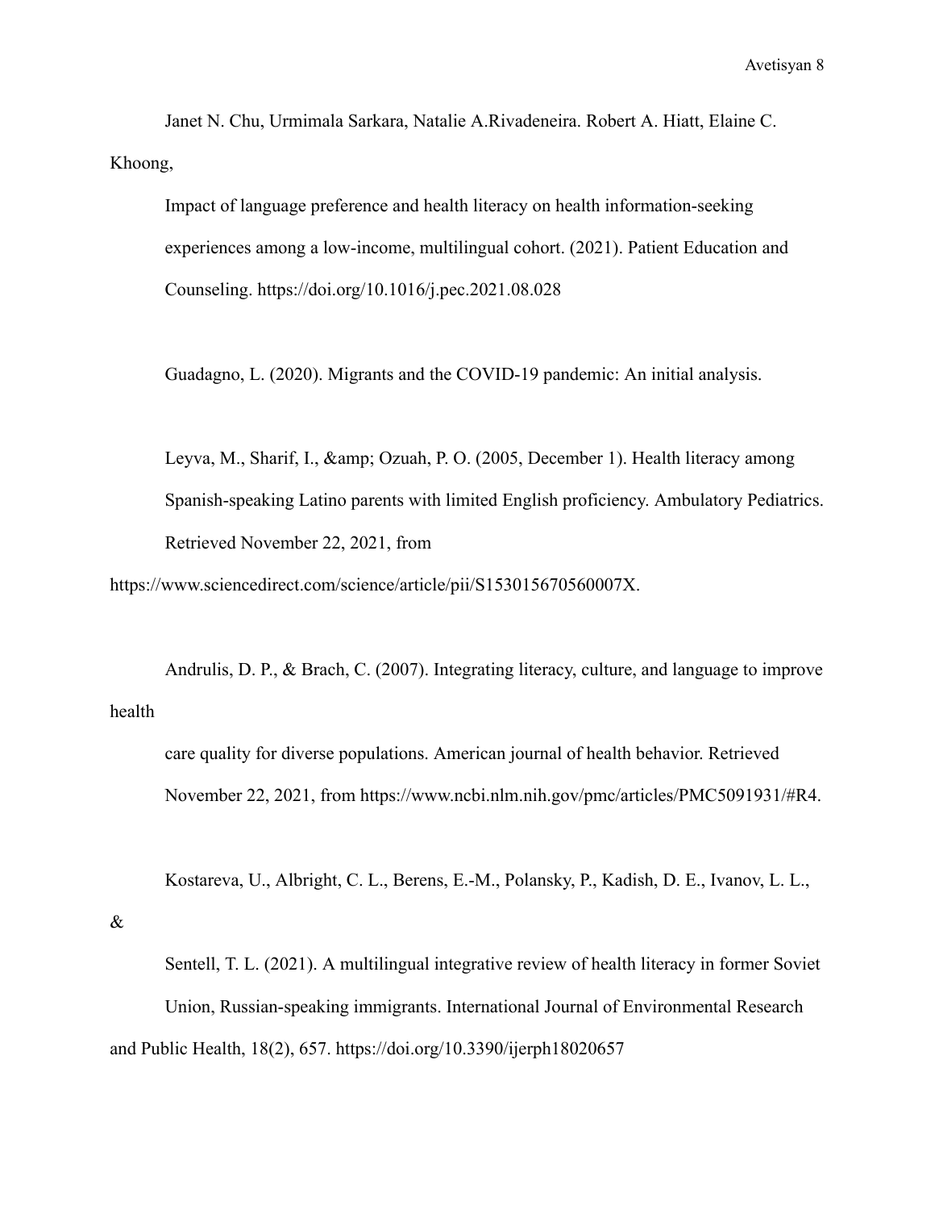Janet N. Chu, Urmimala Sarkara, Natalie A.Rivadeneira. Robert A. Hiatt, Elaine C. Khoong,

Impact of language preference and health literacy on health information-seeking experiences among a low-income, multilingual cohort. (2021). Patient Education and Counseling. https://doi.org/10.1016/j.pec.2021.08.028

Guadagno, L. (2020). Migrants and the COVID-19 pandemic: An initial analysis.

Leyva, M., Sharif, I., &amp; Ozuah, P. O. (2005, December 1). Health literacy among Spanish-speaking Latino parents with limited English proficiency. Ambulatory Pediatrics. Retrieved November 22, 2021, from https://www.sciencedirect.com/science/article/pii/S153015670560007X.

Andrulis, D. P., & Brach, C. (2007). Integrating literacy, culture, and language to improve health

care quality for diverse populations. American journal of health behavior. Retrieved November 22, 2021, from https://www.ncbi.nlm.nih.gov/pmc/articles/PMC5091931/#R4.

Kostareva, U., Albright, C. L., Berens, E.-M., Polansky, P., Kadish, D. E., Ivanov, L. L., &

Sentell, T. L. (2021). A multilingual integrative review of health literacy in former Soviet Union, Russian-speaking immigrants. International Journal of Environmental Research and Public Health, 18(2), 657. https://doi.org/10.3390/ijerph18020657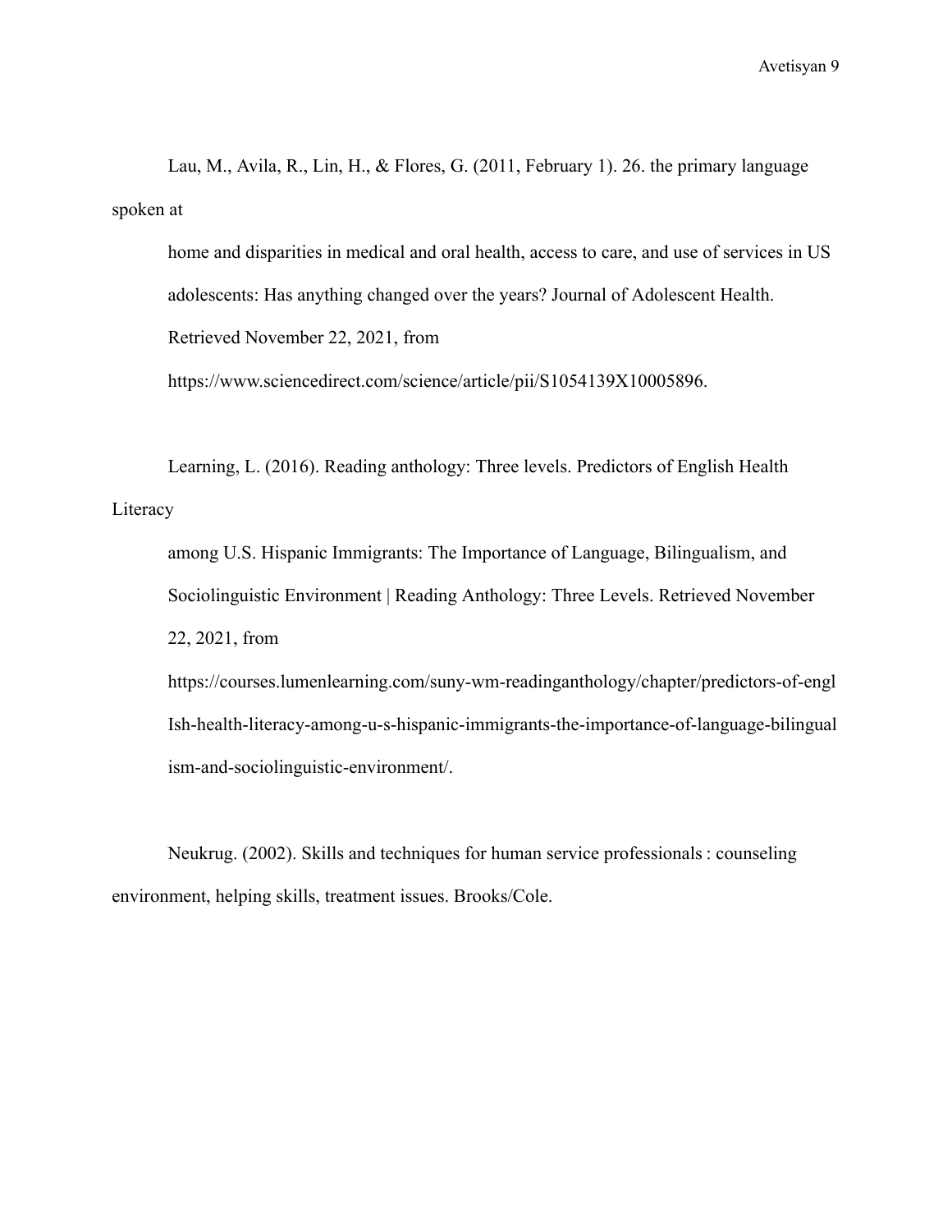Lau, M., Avila, R., Lin, H., & Flores, G. (2011, February 1). 26. the primary language spoken at home and disparities in medical and oral health, access to care, and use of services in US adolescents: Has anything changed over the years? Journal of Adolescent Health. Retrieved November 22, 2021, from https://www.sciencedirect.com/science/article/pii/S1054139X10005896.

Learning, L. (2016). Reading anthology: Three levels. Predictors of English Health Literacy among U.S. Hispanic Immigrants: The Importance of Language, Bilingualism, and Sociolinguistic Environment | Reading Anthology: Three Levels. Retrieved November 22, 2021, from https://courses.lumenlearning.com/suny-wm-readinganthology/chapter/predictors-of-englIsh-health-literacy-among-u-s-hispanic-immigrants-the-importance-of-language-bilingualism-and-sociolinguistic-environment/.

Neukrug. (2002). Skills and techniques for human service professionals : counseling environment, helping skills, treatment issues. Brooks/Cole.